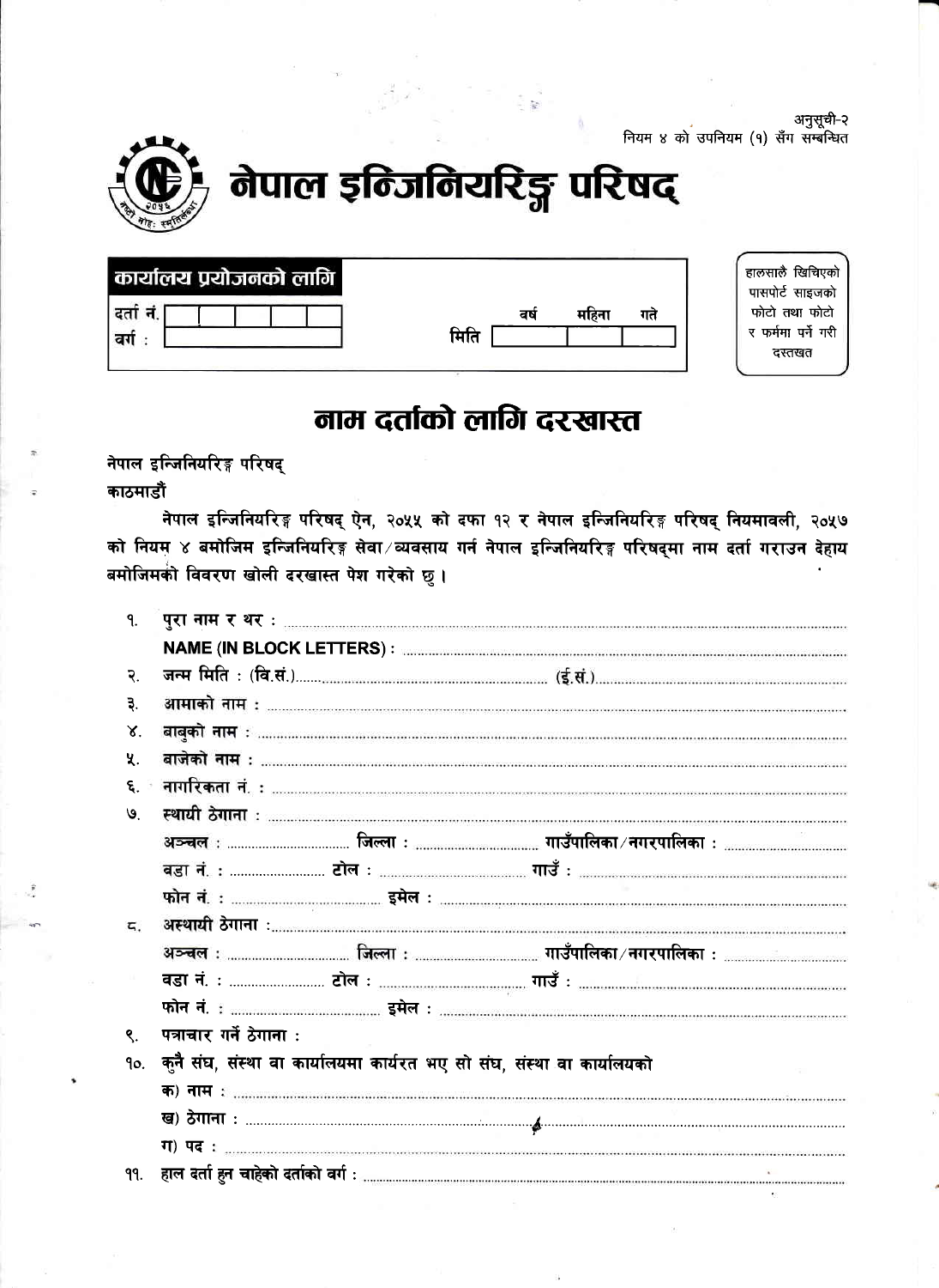अनुसूची-२
नियम ४ को उपनियम (१) सँग सम्बन्धित

# नेपाल इन्जिनियरिङ्ग परिषद्

| कार्यालय प्रयोजनको लागि | | | | |
|---|---|---|---|---|
| दर्ता नं. | | | | |
| वर्ग : | | | | |
| मिति | वर्ष | महिना | गते | |

हालसालै खिचिएको पासपोर्ट साइजको फोटो तथा फोटो र फर्ममा पर्ने गरी दस्तखत

## नाम दर्ताको लागि दरखास्त

नेपाल इन्जिनियरिङ्ग परिषद्
काठमाडौं

नेपाल इन्जिनियरिङ्ग परिषद् ऐन, २०५५ को दफा १२ र नेपाल इन्जिनियरिङ्ग परिषद् नियमावली, २०५७ को नियम ४ बमोजिम इन्जिनियरिङ्ग सेवा/व्यवसाय गर्न नेपाल इन्जिनियरिङ्ग परिषद्मा नाम दर्ता गराउन देहाय बमोजिमको विवरण खोली दरखास्त पेश गरेको छु।

१. पुरा नाम र थर : ..............................................
   NAME (IN BLOCK LETTERS) : ..............................................

२. जन्म मिति : (वि.सं.).............................. (ई.सं.)..............................

३. आमाको नाम : ..............................................

४. बाबुको नाम : ..............................................

५. बाजेको नाम : ..............................................

६. नागरिकता नं. : ..............................................

७. स्थायी ठेगाना : ..............................................
   अञ्चल : .................. जिल्ला : .................. गाउँपालिका/नगरपालिका : ..................
   वडा नं. : .................. टोल : .................. गाउँ : ..................
   फोन नं. : .................. इमेल : ..................

८. अस्थायी ठेगाना :..............................................
   अञ्चल : .................. जिल्ला : .................. गाउँपालिका/नगरपालिका : ..................
   वडा नं. : .................. टोल : .................. गाउँ : ..................
   फोन नं. : .................. इमेल : ..................

९. पत्राचार गर्ने ठेगाना :

१०. कुनै संघ, संस्था वा कार्यालयमा कार्यरत भए सो संघ, संस्था वा कार्यालयको
   क) नाम : ..............................................
   ख) ठेगाना : ..............................................
   ग) पद : ..............................................

११. हाल दर्ता हुन चाहेको दर्ताको वर्ग : ..............................................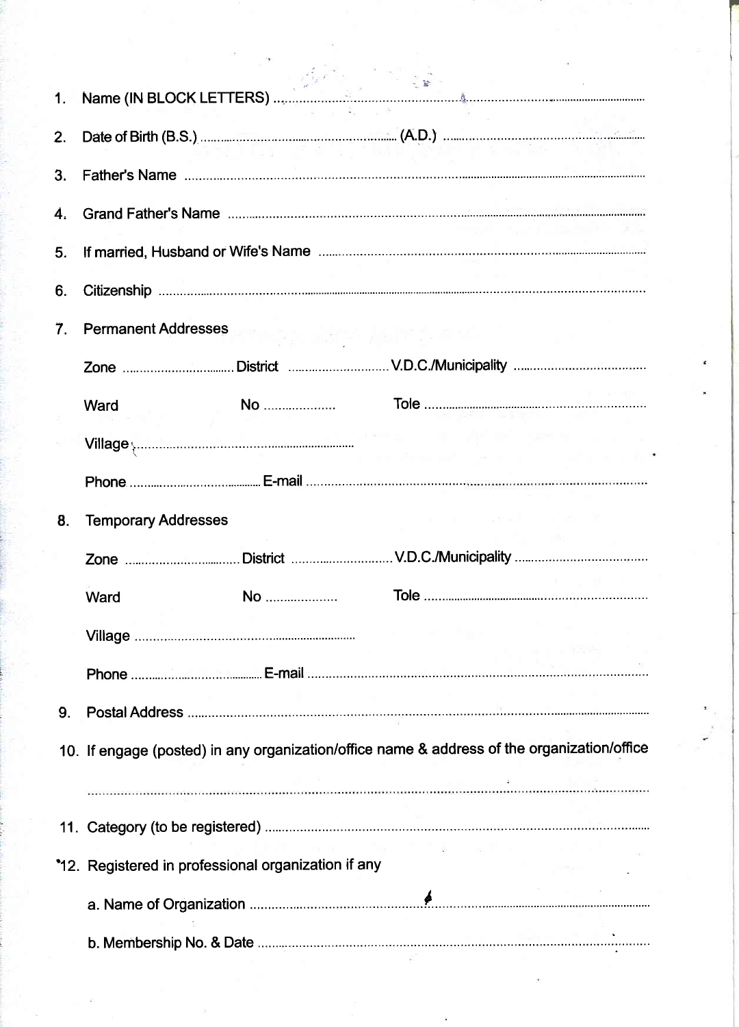1. Name (IN BLOCK LETTERS) ..................................................................................................

2. Date of Birth (B.S.) .......................................... (A.D.) ..........................................

3. Father's Name ..................................................................................................

4. Grand Father's Name ..................................................................................................

5. If married, Husband or Wife's Name ..................................................................................................

6. Citizenship ..................................................................................................

7. Permanent Addresses

   Zone .............................. District .............................. V.D.C./Municipality ..............................

   Ward          No ....................          Tole ..............................

   Village ..............................

   Phone .............................. E-mail ..............................

8. Temporary Addresses

   Zone .............................. District .............................. V.D.C./Municipality ..............................

   Ward          No ....................          Tole ..............................

   Village ..............................

   Phone .............................. E-mail ..............................

9. Postal Address ..................................................................................................

10. If engage (posted) in any organization/office name & address of the organization/office

    ..................................................................................................

11. Category (to be registered) ..................................................................................................

*12. Registered in professional organization if any

   a. Name of Organization ..................................................................................................

   b. Membership No. & Date ..................................................................................................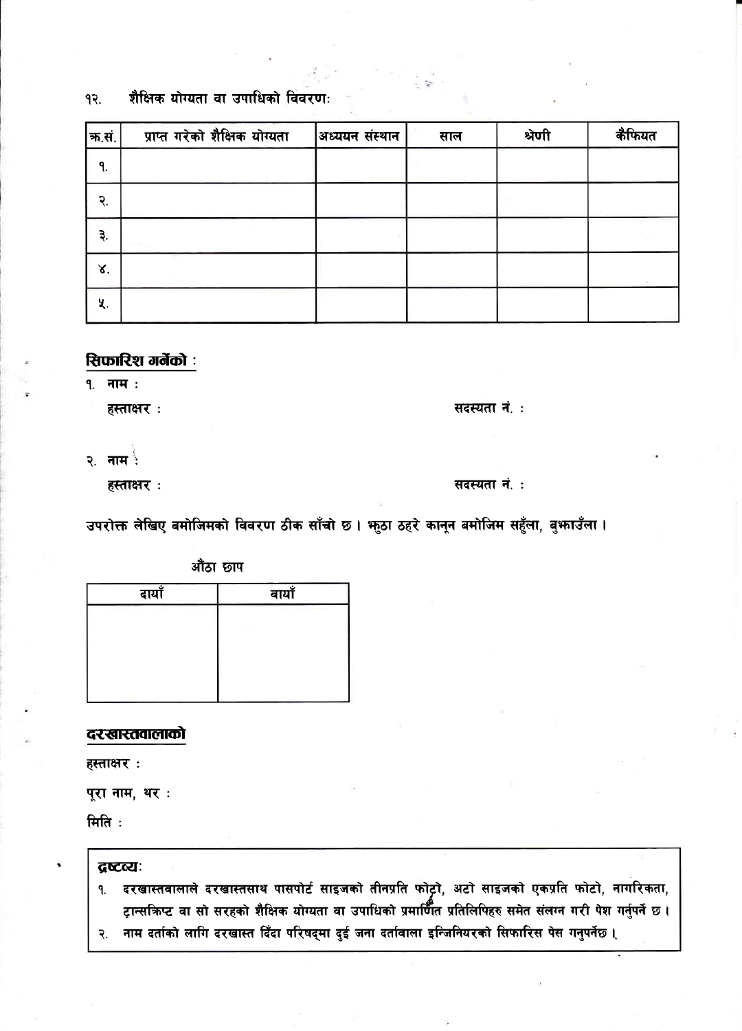१२. शैक्षिक योग्यता वा उपाधिको विवरण:

| क्र.सं. | प्राप्त गरेको शैक्षिक योग्यता | अध्ययन संस्थान | साल | श्रेणी | कैफियत |
|---|---|---|---|---|---|
| १. | | | | | |
| २. | | | | | |
| ३. | | | | | |
| ४. | | | | | |
| ५. | | | | | |

**सिफारिश गर्नेको :**

१. नाम :

हस्ताक्षर : सदस्यता नं. :

२. नाम :

हस्ताक्षर : सदस्यता नं. :

**उपरोक्त लेखिए बमोजिमको विवरण ठीक साँचो छ । झुठा ठहरे कानून बमोजिम सहुँला, बुझाउँला ।**

औंठा छाप

| दायाँ | बायाँ |
|---|---|
| | |

**दरखास्तवालाको**

हस्ताक्षर :

पूरा नाम, थर :

मिति :

**द्रष्टव्य:**

१. दरखास्तवालाले दरखास्तसाथ पासपोर्ट साइजको तीनप्रति फोटो, अटो साइजको एकप्रति फोटो, नागरिकता, ट्रान्सक्रिप्ट वा सो सरहको शैक्षिक योग्यता वा उपाधिको प्रमाणित प्रतिलिपिहरु समेत संलग्न गरी पेश गर्नुपर्ने छ ।

२. नाम दर्ताको लागि दरखास्त दिंदा परिषद्मा दुई जना दर्तावाला इन्जिनियरको सिफारिस पेस गनुपर्नेछ ।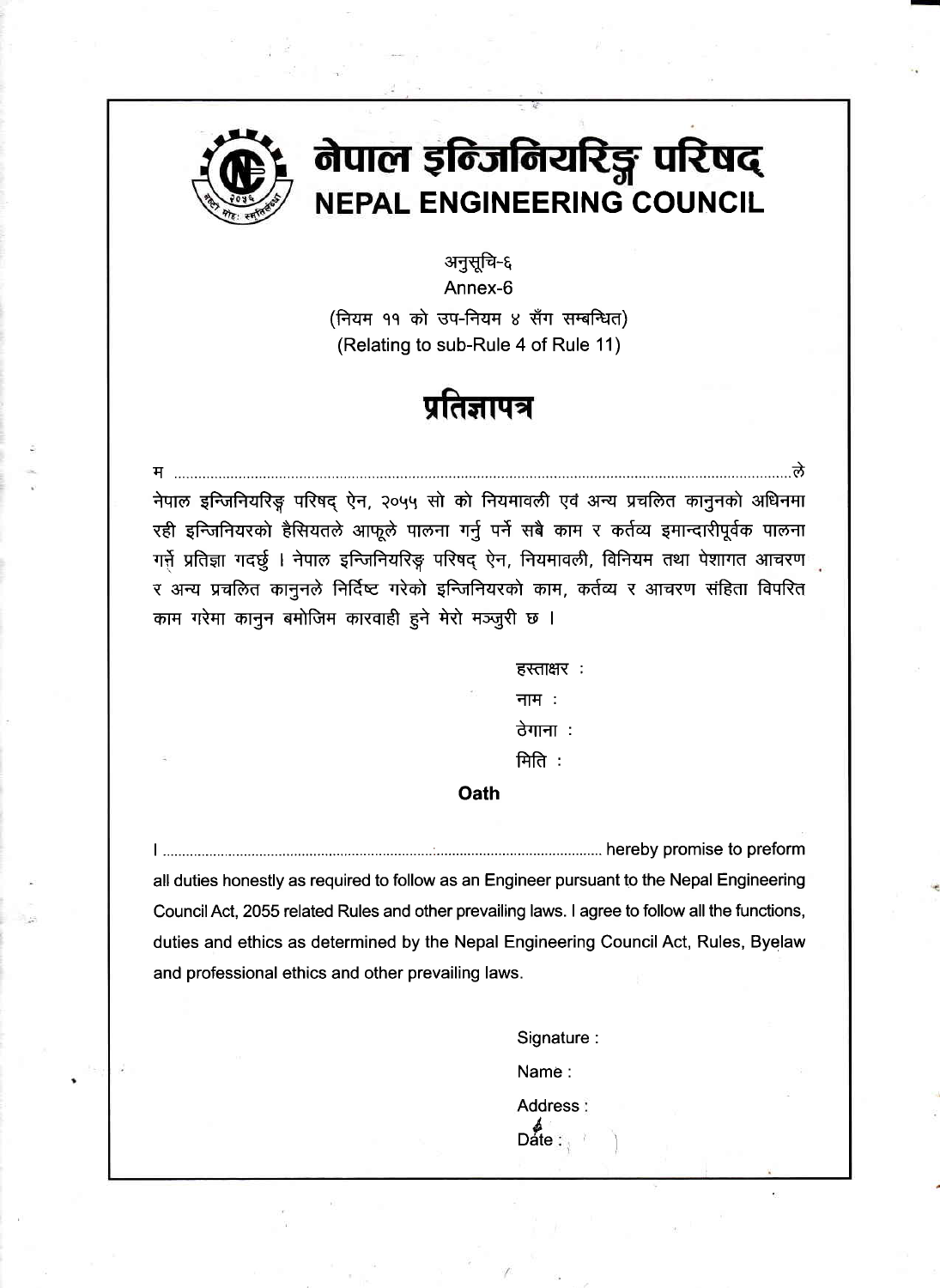# नेपाल इन्जिनियरिङ्ग परिषद्
# NEPAL ENGINEERING COUNCIL

अनुसूचि-६

Annex-6

(नियम ११ को उप-नियम ४ सँग सम्बन्धित)

(Relating to sub-Rule 4 of Rule 11)

## प्रतिज्ञापत्र

म ........................................................................................................................................................ले नेपाल इन्जिनियरिङ्ग परिषद् ऐन, २०५५ सो को नियमावली एवं अन्य प्रचलित कानुनको अधिनमा रही इन्जिनियरको हैसियतले आफूले पालना गर्नु पर्ने सबै काम र कर्तव्य इमान्दारीपूर्वक पालना गर्ने प्रतिज्ञा गदर्छु । नेपाल इन्जिनियरिङ्ग परिषद् ऐन, नियमावली, विनियम तथा पेशागत आचरण र अन्य प्रचलित कानुनले निर्दिष्ट गरेको इन्जिनियरको काम, कर्तव्य र आचरण संहिता विपरित काम गरेमा कानुन बमोजिम कारवाही हुने मेरो मञ्जुरी छ ।

हस्ताक्षर :

नाम :

ठेगाना :

मिति :

**Oath**

I ..................................................................................................................................... hereby promise to preform all duties honestly as required to follow as an Engineer pursuant to the Nepal Engineering Council Act, 2055 related Rules and other prevailing laws. I agree to follow all the functions, duties and ethics as determined by the Nepal Engineering Council Act, Rules, Byelaw and professional ethics and other prevailing laws.

Signature :

Name :

Address :

Date :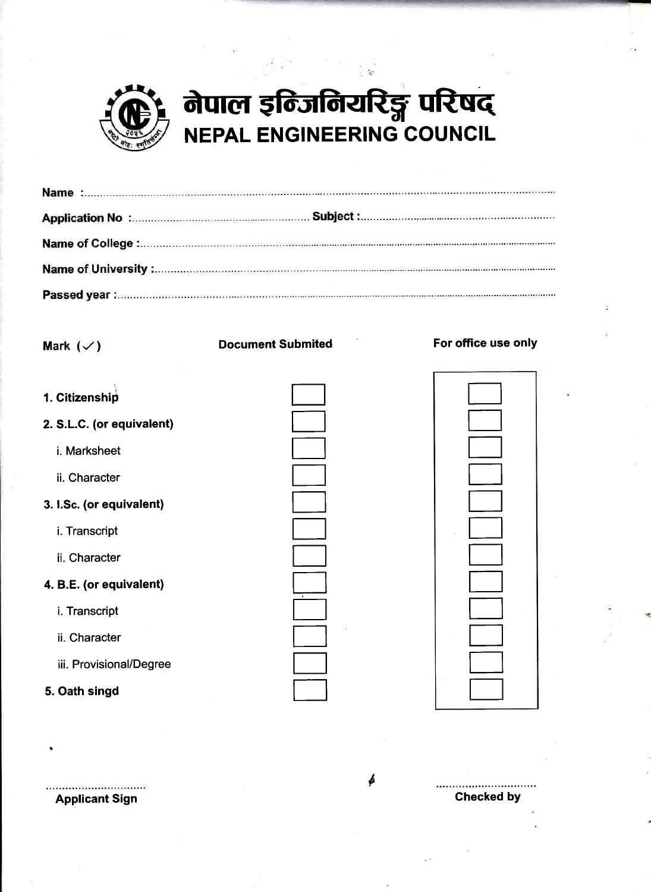# नेपाल इन्जिनियरिङ्ग परिषद्
# NEPAL ENGINEERING COUNCIL

**Name :**...............................................................................................................................................

**Application No :**........................................................ **Subject :**...............................................................

**Name of College :**...................................................................................................................................

**Name of University :**..............................................................................................................................

**Passed year :**..........................................................................................................................................

| Mark (✓) | Document Submited | For office use only |
|---|---|---|
| **1. Citizenship** | ☐ | ☐ |
| **2. S.L.C. (or equivalent)** | ☐ | ☐ |
| i. Marksheet | ☐ | ☐ |
| ii. Character | ☐ | ☐ |
| **3. I.Sc. (or equivalent)** | ☐ | ☐ |
| i. Transcript | ☐ | ☐ |
| ii. Character | ☐ | ☐ |
| **4. B.E. (or equivalent)** | ☐ | ☐ |
| i. Transcript | ☐ | ☐ |
| ii. Character | ☐ | ☐ |
| iii. Provisional/Degree | ☐ | ☐ |
| **5. Oath singd** | ☐ | ☐ |

...............................
**Applicant Sign**

...............................
**Checked by**